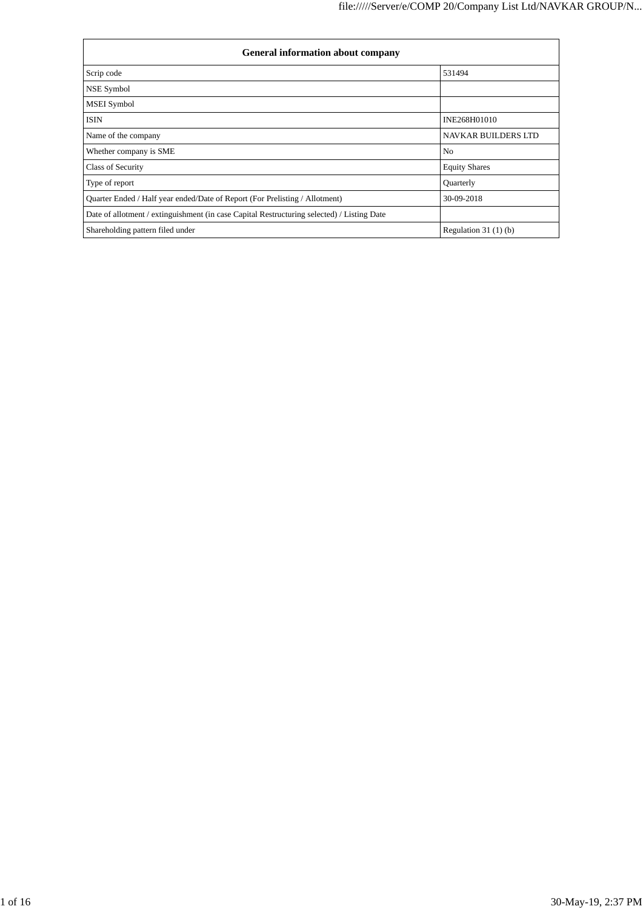| General information about company | |
|---|---|
| Scrip code | 531494 |
| NSE Symbol | |
| MSEI Symbol | |
| ISIN | INE268H01010 |
| Name of the company | NAVKAR BUILDERS LTD |
| Whether company is SME | No |
| Class of Security | Equity Shares |
| Type of report | Quarterly |
| Quarter Ended / Half year ended/Date of Report (For Prelisting / Allotment) | 30-09-2018 |
| Date of allotment / extinguishment (in case Capital Restructuring selected) / Listing Date | |
| Shareholding pattern filed under | Regulation 31 (1) (b) |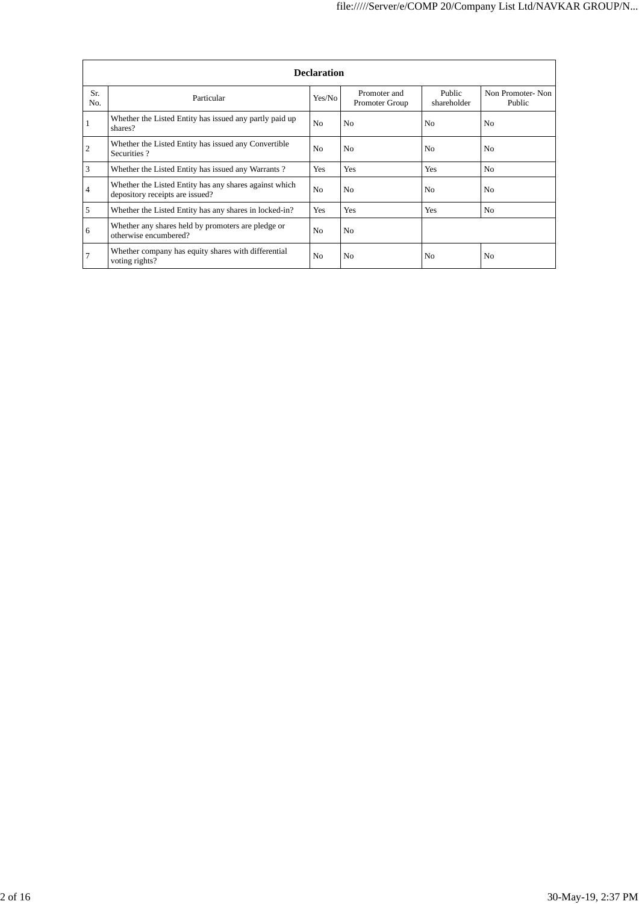| Declaration | | | | | |
|---|---|---|---|---|---|
| Sr. No. | Particular | Yes/No | Promoter and Promoter Group | Public shareholder | Non Promoter- Non Public |
| 1 | Whether the Listed Entity has issued any partly paid up shares? | No | No | No | No |
| 2 | Whether the Listed Entity has issued any Convertible Securities ? | No | No | No | No |
| 3 | Whether the Listed Entity has issued any Warrants ? | Yes | Yes | Yes | No |
| 4 | Whether the Listed Entity has any shares against which depository receipts are issued? | No | No | No | No |
| 5 | Whether the Listed Entity has any shares in locked-in? | Yes | Yes | Yes | No |
| 6 | Whether any shares held by promoters are pledge or otherwise encumbered? | No | No | | |
| 7 | Whether company has equity shares with differential voting rights? | No | No | No | No |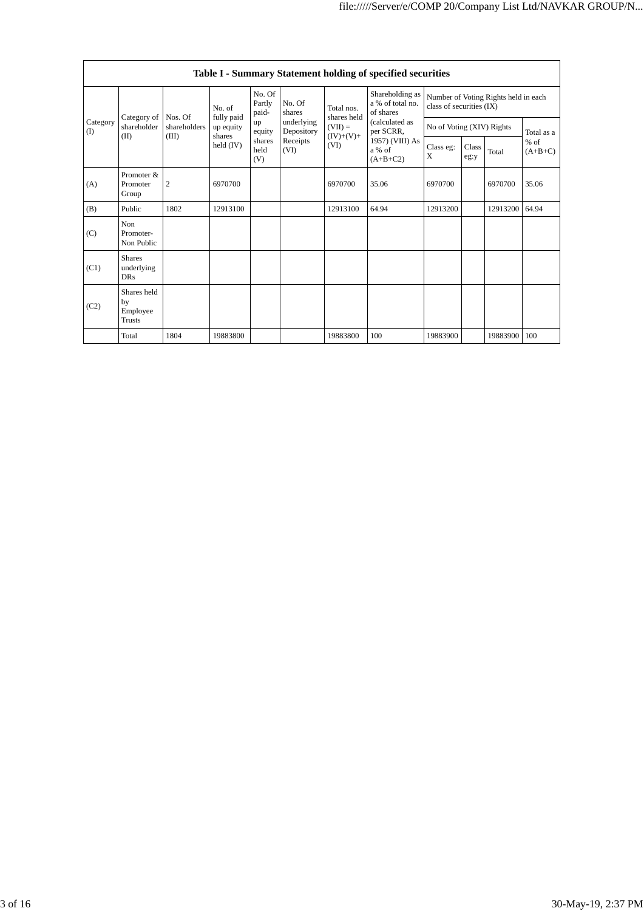| Table I - Summary Statement holding of specified securities | | | | | | | | | | | | |
|---|---|---|---|---|---|---|---|---|---|---|---|---|
| Category (I) | Category of shareholder (II) | Nos. Of shareholders (III) | No. of fully paid up equity shares held (IV) | No. Of Partly paid-up equity shares held (V) | No. Of shares underlying Depository Receipts (VI) | Total nos. shares held (VII) = (IV)+(V)+ (VI) | Shareholding as a % of total no. of shares (calculated as per SCRR, 1957) (VIII) As a % of (A+B+C2) | Number of Voting Rights held in each class of securities (IX) | | | |
| | | | | | | | | No of Voting (XIV) Rights | | | Total as a % of (A+B+C) |
| | | | | | | | | Class eg: X | Class eg:y | Total | |
| (A) | Promoter & Promoter Group | 2 | 6970700 | | | 6970700 | 35.06 | 6970700 | | 6970700 | 35.06 |
| (B) | Public | 1802 | 12913100 | | | 12913100 | 64.94 | 12913200 | | 12913200 | 64.94 |
| (C) | Non Promoter- Non Public | | | | | | | | | | |
| (C1) | Shares underlying DRs | | | | | | | | | | |
| (C2) | Shares held by Employee Trusts | | | | | | | | | | |
| | Total | 1804 | 19883800 | | | 19883800 | 100 | 19883900 | | 19883900 | 100 |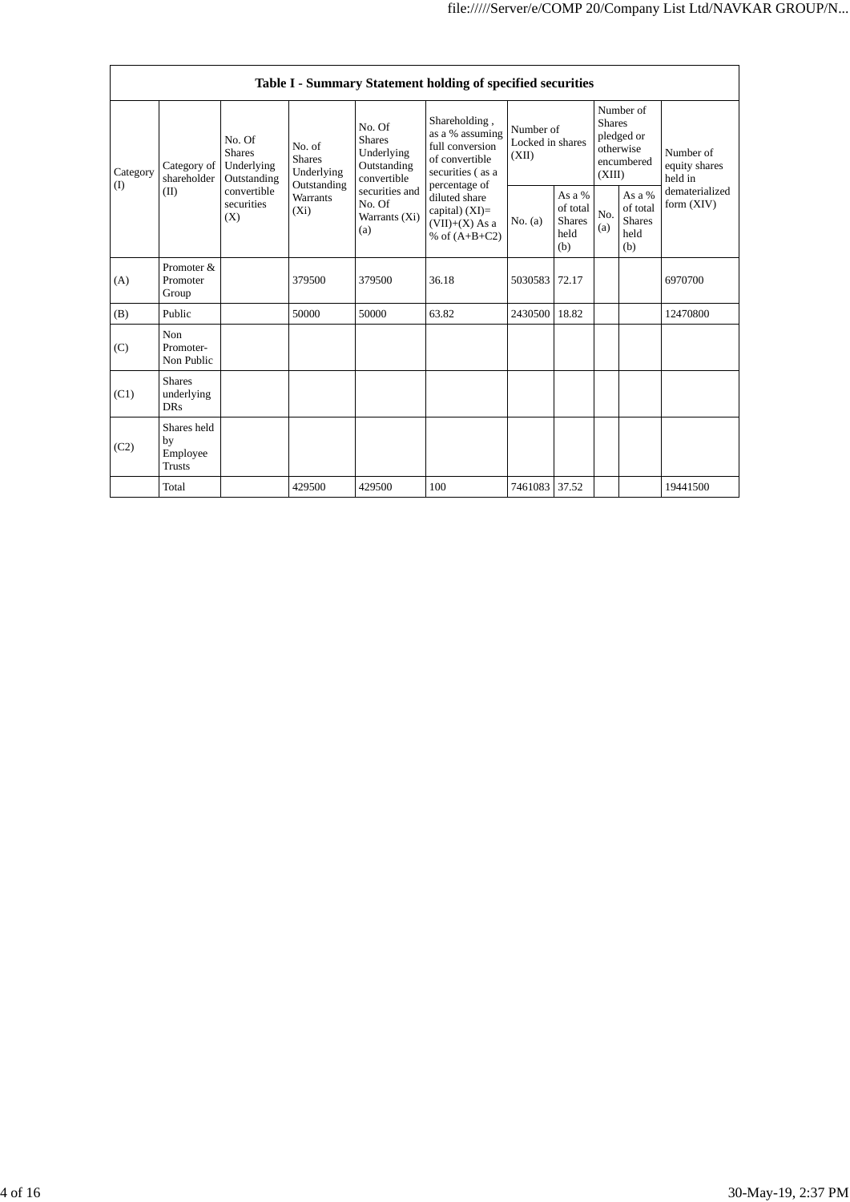| Table I - Summary Statement holding of specified securities | | | | | | | | | | | |
|---|---|---|---|---|---|---|---|---|---|---|---|
| Category (I) | Category of shareholder (II) | No. Of Shares Underlying Outstanding convertible securities (X) | No. of Shares Underlying Outstanding Warrants (Xi) | No. Of Shares Underlying Outstanding convertible securities and No. Of Warrants (Xi) (a) | Shareholding , as a % assuming full conversion of convertible securities ( as a percentage of diluted share capital) (XI)= (VII)+(X) As a % of (A+B+C2) | Number of Locked in shares (XII) | | Number of Shares pledged or otherwise encumbered (XIII) | | Number of equity shares held in dematerialized form (XIV) |
| | | | | | | No. (a) | As a % of total Shares held (b) | No. (a) | As a % of total Shares held (b) | |
| (A) | Promoter & Promoter Group | | 379500 | 379500 | 36.18 | 5030583 | 72.17 | | | 6970700 |
| (B) | Public | | 50000 | 50000 | 63.82 | 2430500 | 18.82 | | | 12470800 |
| (C) | Non Promoter- Non Public | | | | | | | | | |
| (C1) | Shares underlying DRs | | | | | | | | | |
| (C2) | Shares held by Employee Trusts | | | | | | | | | |
| | Total | | 429500 | 429500 | 100 | 7461083 | 37.52 | | | 19441500 |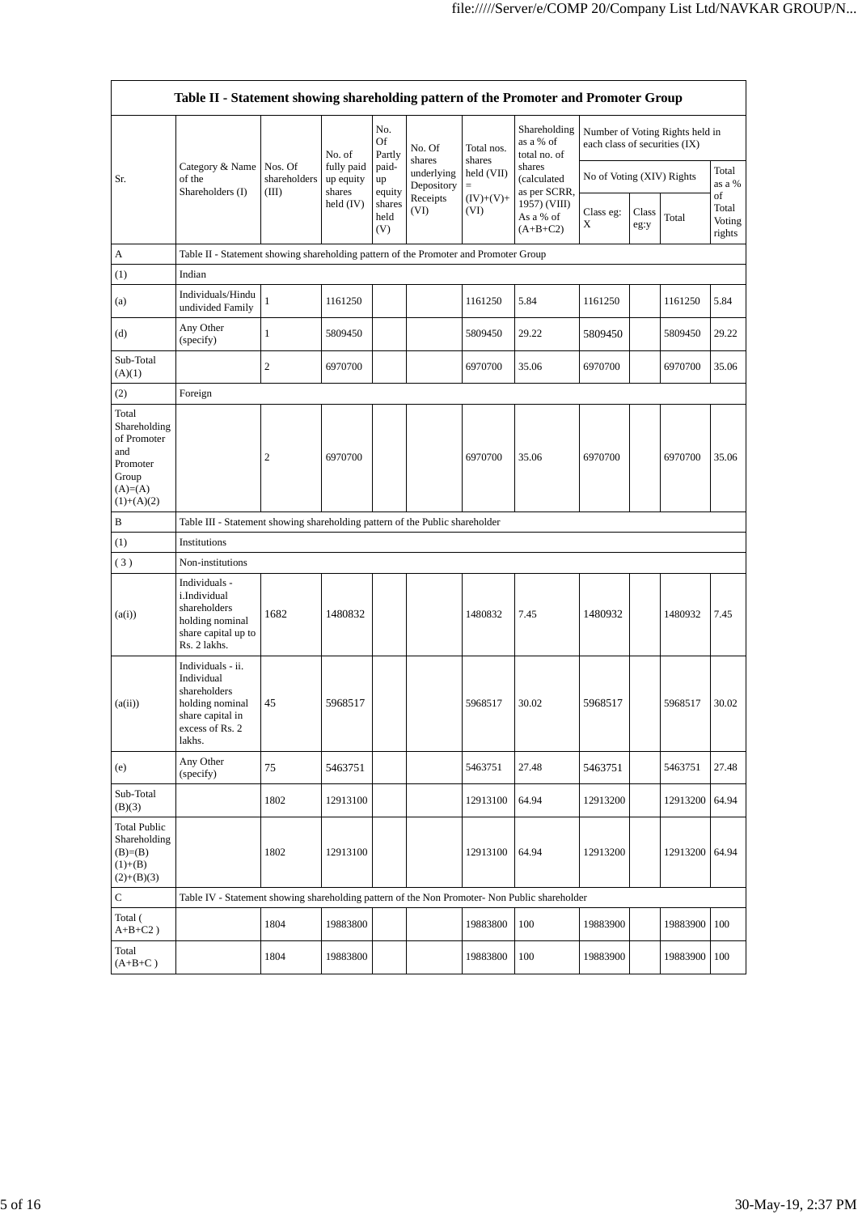| Sr. | Category & Name of the Shareholders (I) | Nos. Of shareholders (III) | No. of fully paid up equity shares held (IV) | No. Of Partly paid-up equity shares held (V) | No. Of shares underlying Depository Receipts (VI) | Total nos. shares held (VII) = (IV)+(V)+ (VI) | Shareholding as a % of total no. of shares (calculated as per SCRR, 1957) (VIII) As a % of (A+B+C2) | Number of Voting Rights held in each class of securities (IX) | | | |
|---|---|---|---|---|---|---|---|---|---|---|---|
| | | | | | | | | No of Voting (XIV) Rights | | | Total as a % of Total Voting rights |
| | | | | | | | | Class eg: X | Class eg:y | Total | |
| A | Table II - Statement showing shareholding pattern of the Promoter and Promoter Group | | | | | | | | | | |
| (1) | Indian | | | | | | | | | | |
| (a) | Individuals/Hindu undivided Family | 1 | 1161250 | | | 1161250 | 5.84 | 1161250 | | 1161250 | 5.84 |
| (d) | Any Other (specify) | 1 | 5809450 | | | 5809450 | 29.22 | 5809450 | | 5809450 | 29.22 |
| Sub-Total (A)(1) | | 2 | 6970700 | | | 6970700 | 35.06 | 6970700 | | 6970700 | 35.06 |
| (2) | Foreign | | | | | | | | | | |
| Total Shareholding of Promoter and Promoter Group (A)=(A)(1)+(A)(2) | | 2 | 6970700 | | | 6970700 | 35.06 | 6970700 | | 6970700 | 35.06 |
| B | Table III - Statement showing shareholding pattern of the Public shareholder | | | | | | | | | | |
| (1) | Institutions | | | | | | | | | | |
| ( 3 ) | Non-institutions | | | | | | | | | | |
| (a(i)) | Individuals - i.Individual shareholders holding nominal share capital up to Rs. 2 lakhs. | 1682 | 1480832 | | | 1480832 | 7.45 | 1480932 | | 1480932 | 7.45 |
| (a(ii)) | Individuals - ii. Individual shareholders holding nominal share capital in excess of Rs. 2 lakhs. | 45 | 5968517 | | | 5968517 | 30.02 | 5968517 | | 5968517 | 30.02 |
| (e) | Any Other (specify) | 75 | 5463751 | | | 5463751 | 27.48 | 5463751 | | 5463751 | 27.48 |
| Sub-Total (B)(3) | | 1802 | 12913100 | | | 12913100 | 64.94 | 12913200 | | 12913200 | 64.94 |
| Total Public Shareholding (B)=(B)(1)+(B)(2)+(B)(3) | | 1802 | 12913100 | | | 12913100 | 64.94 | 12913200 | | 12913200 | 64.94 |
| C | Table IV - Statement showing shareholding pattern of the Non Promoter- Non Public shareholder | | | | | | | | | | |
| Total ( A+B+C2 ) | | 1804 | 19883800 | | | 19883800 | 100 | 19883900 | | 19883900 | 100 |
| Total (A+B+C ) | | 1804 | 19883800 | | | 19883800 | 100 | 19883900 | | 19883900 | 100 |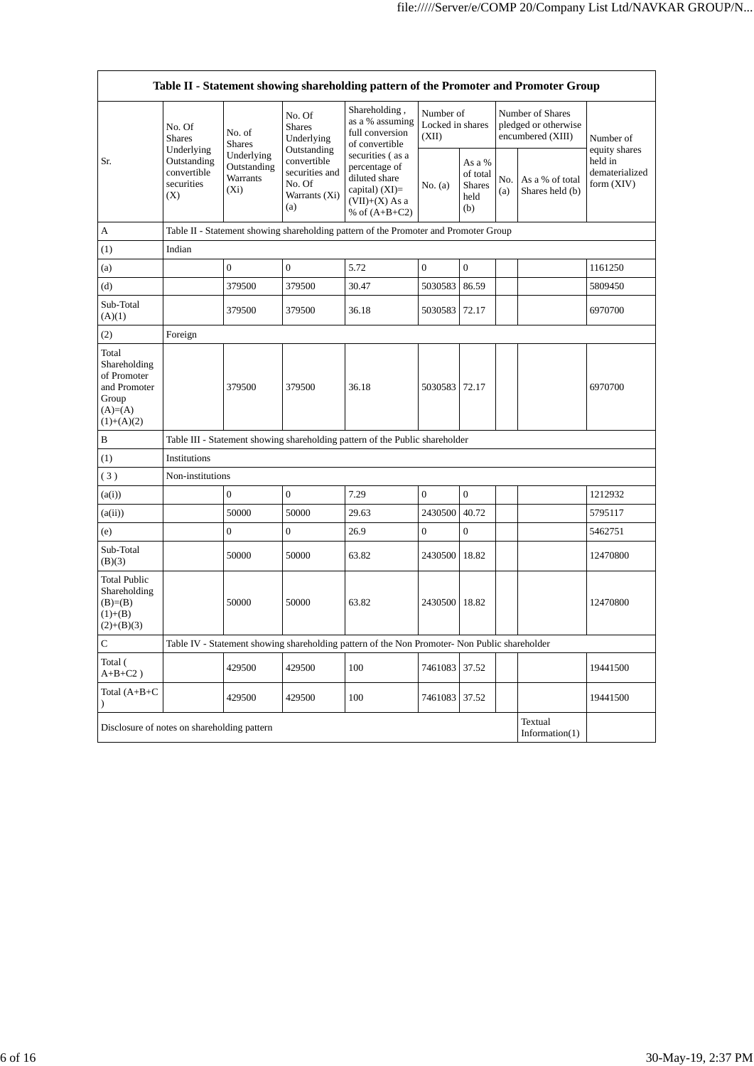| Table II - Statement showing shareholding pattern of the Promoter and Promoter Group | | | | | | | | | |
|---|---|---|---|---|---|---|---|---|---|
| Sr. | No. Of Shares Underlying Outstanding convertible securities (X) | No. of Shares Underlying Outstanding Warrants (Xi) | No. Of Shares Underlying Outstanding convertible securities and No. Of Warrants (Xi) (a) | Shareholding , as a % assuming full conversion of convertible securities ( as a percentage of diluted share capital) (XI)= (VII)+(X) As a % of (A+B+C2) | Number of Locked in shares (XII) | | Number of Shares pledged or otherwise encumbered (XIII) | | Number of equity shares held in dematerialized form (XIV) |
| | | | | | No. (a) | As a % of total Shares held (b) | No. (a) | As a % of total Shares held (b) | |
| A | Table II - Statement showing shareholding pattern of the Promoter and Promoter Group | | | | | | | | |
| (1) | Indian | | | | | | | | |
| (a) | | 0 | 0 | 5.72 | 0 | 0 | | | 1161250 |
| (d) | | 379500 | 379500 | 30.47 | 5030583 | 86.59 | | | 5809450 |
| Sub-Total (A)(1) | | 379500 | 379500 | 36.18 | 5030583 | 72.17 | | | 6970700 |
| (2) | Foreign | | | | | | | | |
| Total Shareholding of Promoter and Promoter Group (A)=(A)(1)+(A)(2) | | 379500 | 379500 | 36.18 | 5030583 | 72.17 | | | 6970700 |
| B | Table III - Statement showing shareholding pattern of the Public shareholder | | | | | | | | |
| (1) | Institutions | | | | | | | | |
| ( 3 ) | Non-institutions | | | | | | | | |
| (a(i)) | | 0 | 0 | 7.29 | 0 | 0 | | | 1212932 |
| (a(ii)) | | 50000 | 50000 | 29.63 | 2430500 | 40.72 | | | 5795117 |
| (e) | | 0 | 0 | 26.9 | 0 | 0 | | | 5462751 |
| Sub-Total (B)(3) | | 50000 | 50000 | 63.82 | 2430500 | 18.82 | | | 12470800 |
| Total Public Shareholding (B)=(B)(1)+(B)(2)+(B)(3) | | 50000 | 50000 | 63.82 | 2430500 | 18.82 | | | 12470800 |
| C | Table IV - Statement showing shareholding pattern of the Non Promoter- Non Public shareholder | | | | | | | | |
| Total ( A+B+C2 ) | | 429500 | 429500 | 100 | 7461083 | 37.52 | | | 19441500 |
| Total (A+B+C ) | | 429500 | 429500 | 100 | 7461083 | 37.52 | | | 19441500 |
| Disclosure of notes on shareholding pattern | | | | | | | | Textual Information(1) | |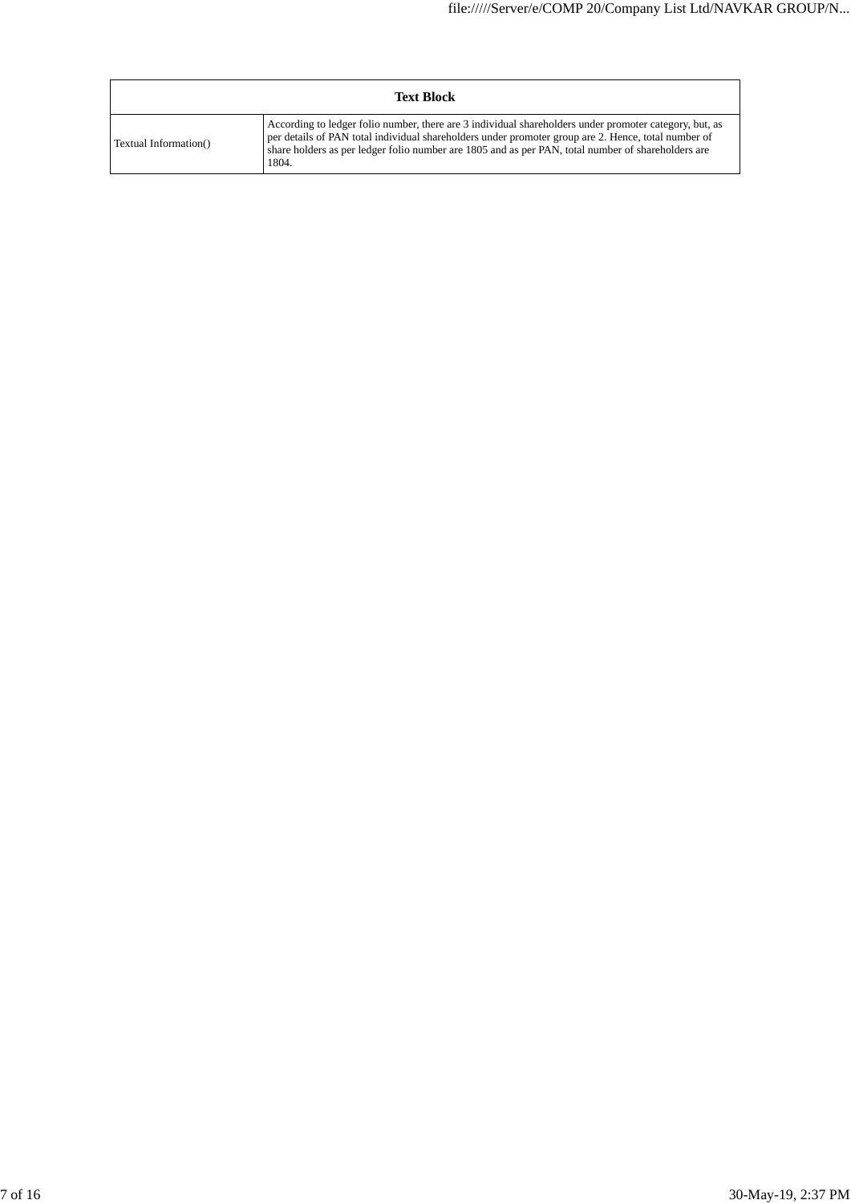| Text Block | |
|---|---|
| Textual Information() | According to ledger folio number, there are 3 individual shareholders under promoter category, but, as per details of PAN total individual shareholders under promoter group are 2. Hence, total number of share holders as per ledger folio number are 1805 and as per PAN, total number of shareholders are 1804. |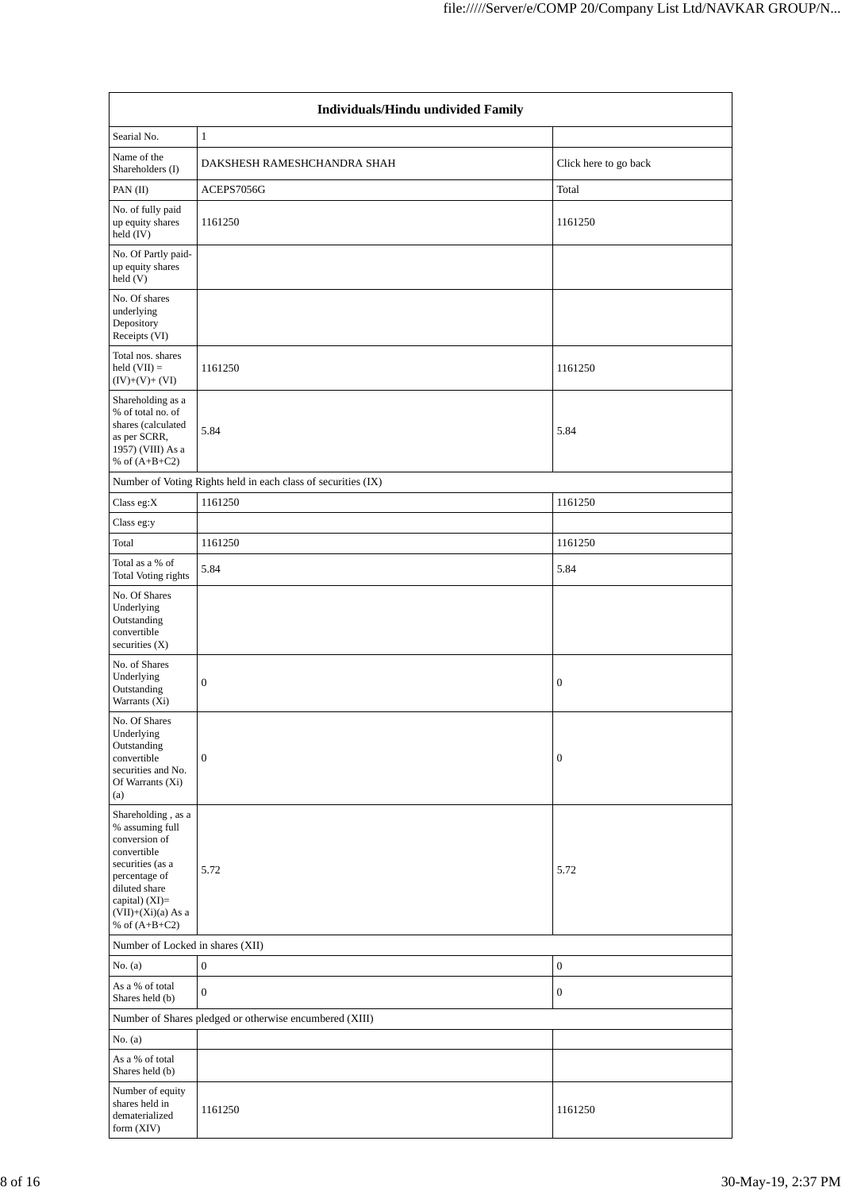| Individuals/Hindu undivided Family | | |
|---|---|---|
| Searial No. | 1 | |
| Name of the Shareholders (I) | DAKSHESH RAMESHCHANDRA SHAH | Click here to go back |
| PAN (II) | ACEPS7056G | Total |
| No. of fully paid up equity shares held (IV) | 1161250 | 1161250 |
| No. Of Partly paid-up equity shares held (V) | | |
| No. Of shares underlying Depository Receipts (VI) | | |
| Total nos. shares held (VII) = (IV)+(V)+ (VI) | 1161250 | 1161250 |
| Shareholding as a % of total no. of shares (calculated as per SCRR, 1957) (VIII) As a % of (A+B+C2) | 5.84 | 5.84 |
| Number of Voting Rights held in each class of securities (IX) | | |
| Class eg:X | 1161250 | 1161250 |
| Class eg:y | | |
| Total | 1161250 | 1161250 |
| Total as a % of Total Voting rights | 5.84 | 5.84 |
| No. Of Shares Underlying Outstanding convertible securities (X) | | |
| No. of Shares Underlying Outstanding Warrants (Xi) | 0 | 0 |
| No. Of Shares Underlying Outstanding convertible securities and No. Of Warrants (Xi) (a) | 0 | 0 |
| Shareholding , as a % assuming full conversion of convertible securities (as a percentage of diluted share capital) (XI)= (VII)+(Xi)(a) As a % of (A+B+C2) | 5.72 | 5.72 |
| Number of Locked in shares (XII) | | |
| No. (a) | 0 | 0 |
| As a % of total Shares held (b) | 0 | 0 |
| Number of Shares pledged or otherwise encumbered (XIII) | | |
| No. (a) | | |
| As a % of total Shares held (b) | | |
| Number of equity shares held in dematerialized form (XIV) | 1161250 | 1161250 |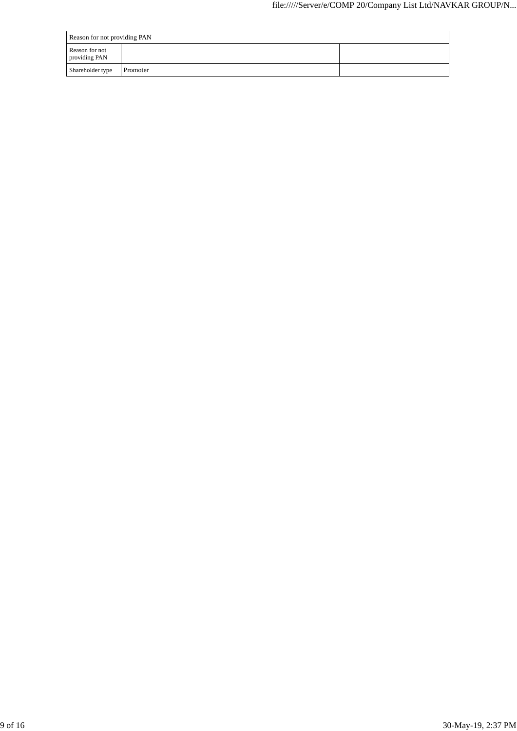| Reason for not providing PAN | | |
|---|---|---|
| Reason for not providing PAN | | |
| Shareholder type | Promoter | |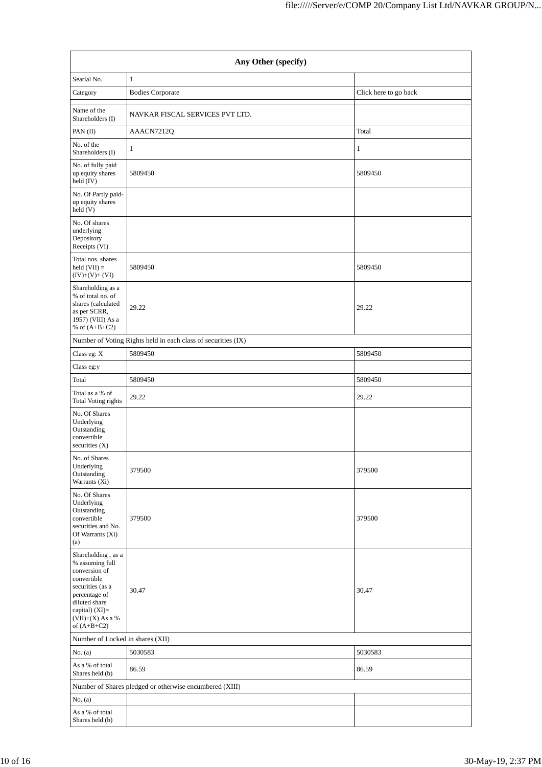| Any Other (specify) | | |
|---|---|---|
| Searial No. | 1 | |
| Category | Bodies Corporate | Click here to go back |
| | | |
| Name of the Shareholders (I) | NAVKAR FISCAL SERVICES PVT LTD. | |
| PAN (II) | AAACN7212Q | Total |
| No. of the Shareholders (I) | 1 | 1 |
| No. of fully paid up equity shares held (IV) | 5809450 | 5809450 |
| No. Of Partly paid-up equity shares held (V) | | |
| No. Of shares underlying Depository Receipts (VI) | | |
| Total nos. shares held (VII) = (IV)+(V)+ (VI) | 5809450 | 5809450 |
| Shareholding as a % of total no. of shares (calculated as per SCRR, 1957) (VIII) As a % of (A+B+C2) | 29.22 | 29.22 |
| Number of Voting Rights held in each class of securities (IX) | | |
| Class eg: X | 5809450 | 5809450 |
| Class eg:y | | |
| Total | 5809450 | 5809450 |
| Total as a % of Total Voting rights | 29.22 | 29.22 |
| No. Of Shares Underlying Outstanding convertible securities (X) | | |
| No. of Shares Underlying Outstanding Warrants (Xi) | 379500 | 379500 |
| No. Of Shares Underlying Outstanding convertible securities and No. Of Warrants (Xi) (a) | 379500 | 379500 |
| Shareholding , as a % assuming full conversion of convertible securities (as a percentage of diluted share capital) (XI)= (VII)+(X) As a % of (A+B+C2) | 30.47 | 30.47 |
| Number of Locked in shares (XII) | | |
| No. (a) | 5030583 | 5030583 |
| As a % of total Shares held (b) | 86.59 | 86.59 |
| Number of Shares pledged or otherwise encumbered (XIII) | | |
| No. (a) | | |
| As a % of total Shares held (b) | | |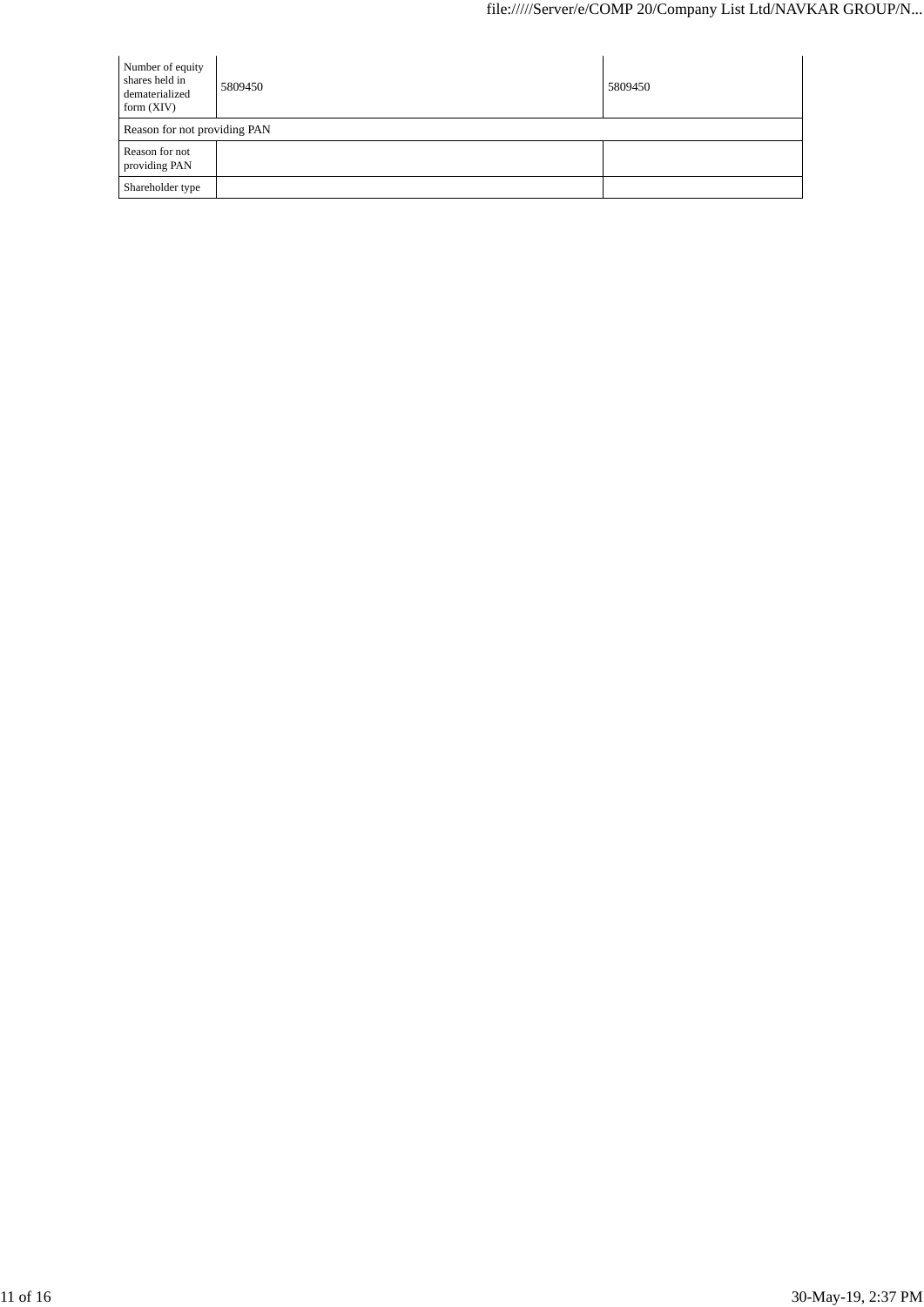| Number of equity shares held in dematerialized form (XIV) | 5809450 | 5809450 |
|---|---|---|
| Reason for not providing PAN | | |
| Reason for not providing PAN | | |
| Shareholder type | | |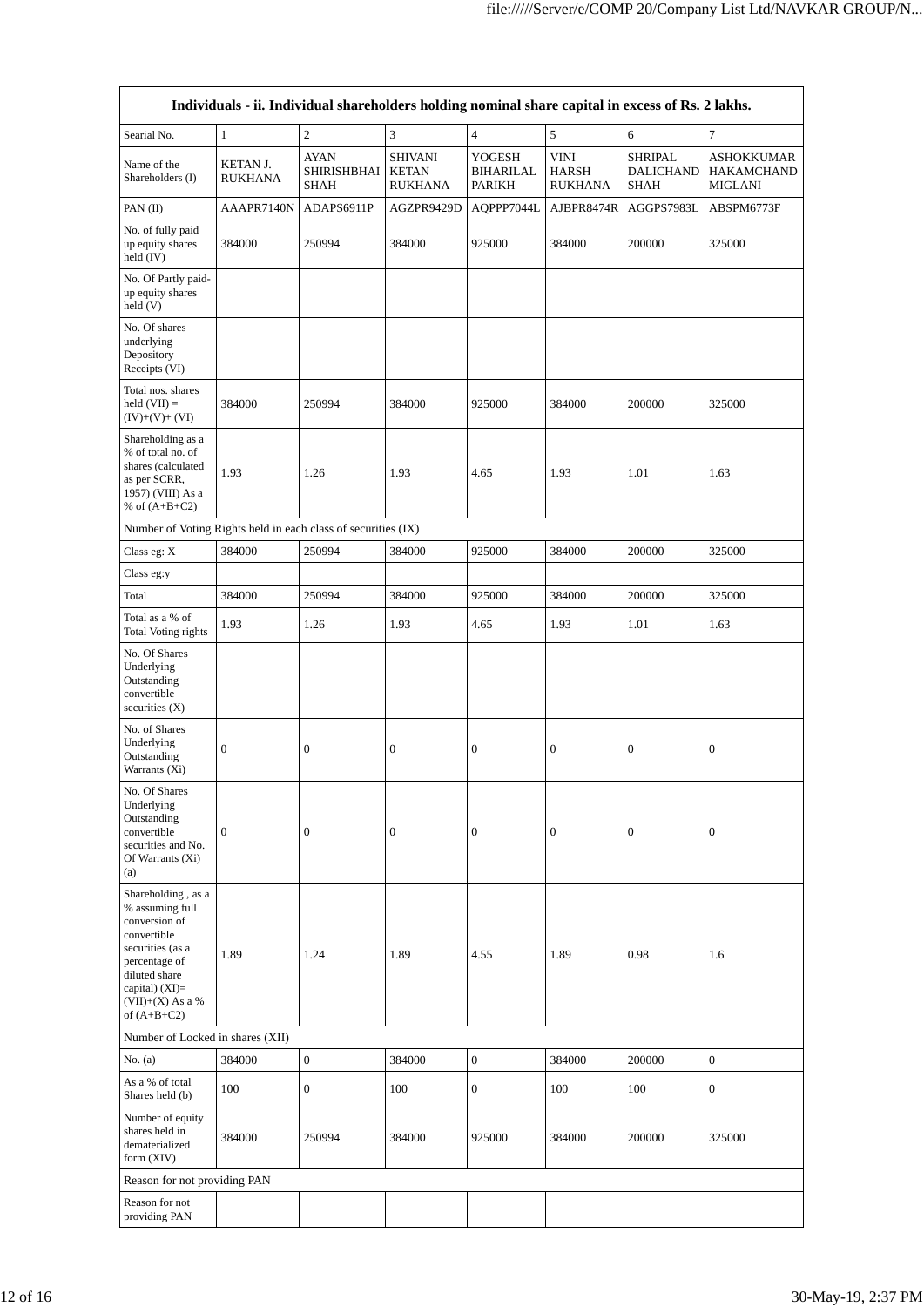| Individuals - ii. Individual shareholders holding nominal share capital in excess of Rs. 2 lakhs. | | | | | | | |
|---|---|---|---|---|---|---|---|
| Searial No. | 1 | 2 | 3 | 4 | 5 | 6 | 7 |
| Name of the Shareholders (I) | KETAN J. RUKHANA | AYAN SHIRISHBHAI SHAH | SHIVANI KETAN RUKHANA | YOGESH BIHARILAL PARIKH | VINI HARSH RUKHANA | SHRIPAL DALICHAND SHAH | ASHOKKUMAR HAKAMCHAND MIGLANI |
| PAN (II) | AAAPR7140N | ADAPS6911P | AGZPR9429D | AQPPP7044L | AJBPR8474R | AGGPS7983L | ABSPM6773F |
| No. of fully paid up equity shares held (IV) | 384000 | 250994 | 384000 | 925000 | 384000 | 200000 | 325000 |
| No. Of Partly paid-up equity shares held (V) | | | | | | | |
| No. Of shares underlying Depository Receipts (VI) | | | | | | | |
| Total nos. shares held (VII) = (IV)+(V)+ (VI) | 384000 | 250994 | 384000 | 925000 | 384000 | 200000 | 325000 |
| Shareholding as a % of total no. of shares (calculated as per SCRR, 1957) (VIII) As a % of (A+B+C2) | 1.93 | 1.26 | 1.93 | 4.65 | 1.93 | 1.01 | 1.63 |
| Number of Voting Rights held in each class of securities (IX) | | | | | | | |
| Class eg: X | 384000 | 250994 | 384000 | 925000 | 384000 | 200000 | 325000 |
| Class eg:y | | | | | | | |
| Total | 384000 | 250994 | 384000 | 925000 | 384000 | 200000 | 325000 |
| Total as a % of Total Voting rights | 1.93 | 1.26 | 1.93 | 4.65 | 1.93 | 1.01 | 1.63 |
| No. Of Shares Underlying Outstanding convertible securities (X) | | | | | | | |
| No. of Shares Underlying Outstanding Warrants (Xi) | 0 | 0 | 0 | 0 | 0 | 0 | 0 |
| No. Of Shares Underlying Outstanding convertible securities and No. Of Warrants (Xi) (a) | 0 | 0 | 0 | 0 | 0 | 0 | 0 |
| Shareholding , as a % assuming full conversion of convertible securities (as a percentage of diluted share capital) (XI)= (VII)+(X) As a % of (A+B+C2) | 1.89 | 1.24 | 1.89 | 4.55 | 1.89 | 0.98 | 1.6 |
| Number of Locked in shares (XII) | | | | | | | |
| No. (a) | 384000 | 0 | 384000 | 0 | 384000 | 200000 | 0 |
| As a % of total Shares held (b) | 100 | 0 | 100 | 0 | 100 | 100 | 0 |
| Number of equity shares held in dematerialized form (XIV) | 384000 | 250994 | 384000 | 925000 | 384000 | 200000 | 325000 |
| Reason for not providing PAN | | | | | | | |
| Reason for not providing PAN | | | | | | | |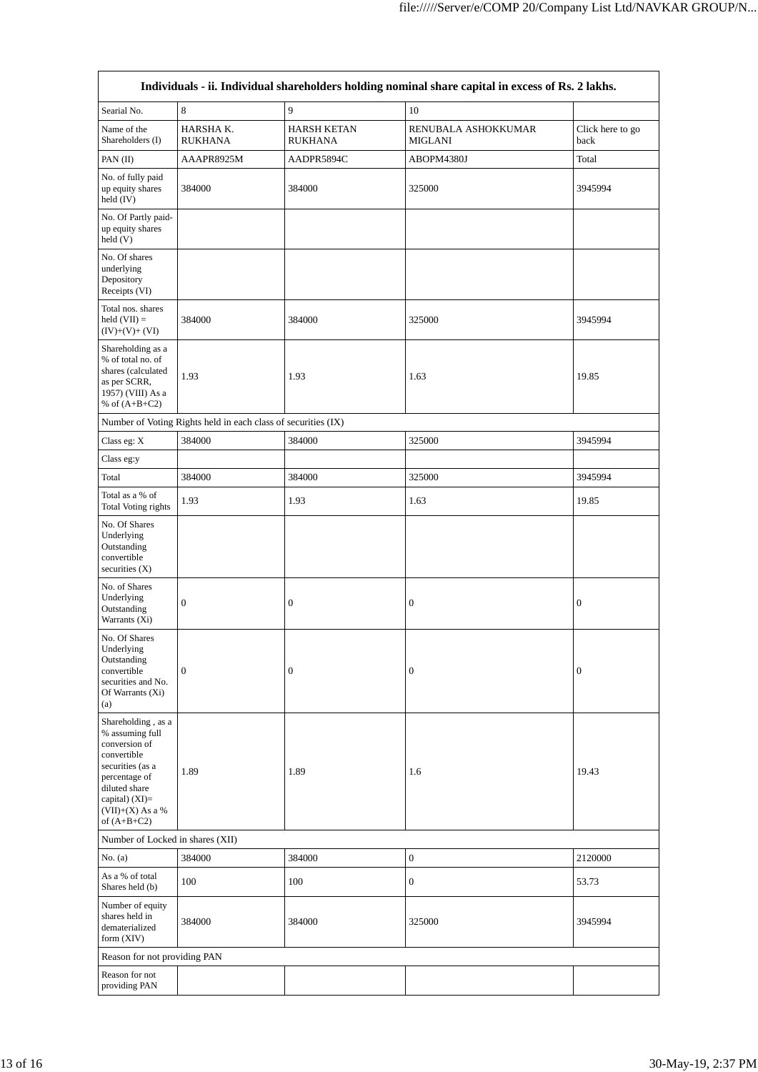| Individuals - ii. Individual shareholders holding nominal share capital in excess of Rs. 2 lakhs. | | | | |
|---|---|---|---|---|
| Searial No. | 8 | 9 | 10 | |
| Name of the Shareholders (I) | HARSHA K. RUKHANA | HARSH KETAN RUKHANA | RENUBALA ASHOKKUMAR MIGLANI | Click here to go back |
| PAN (II) | AAAPR8925M | AADPR5894C | ABOPM4380J | Total |
| No. of fully paid up equity shares held (IV) | 384000 | 384000 | 325000 | 3945994 |
| No. Of Partly paid-up equity shares held (V) | | | | |
| No. Of shares underlying Depository Receipts (VI) | | | | |
| Total nos. shares held (VII) = (IV)+(V)+ (VI) | 384000 | 384000 | 325000 | 3945994 |
| Shareholding as a % of total no. of shares (calculated as per SCRR, 1957) (VIII) As a % of (A+B+C2) | 1.93 | 1.93 | 1.63 | 19.85 |
| Number of Voting Rights held in each class of securities (IX) | | | | |
| Class eg: X | 384000 | 384000 | 325000 | 3945994 |
| Class eg:y | | | | |
| Total | 384000 | 384000 | 325000 | 3945994 |
| Total as a % of Total Voting rights | 1.93 | 1.93 | 1.63 | 19.85 |
| No. Of Shares Underlying Outstanding convertible securities (X) | | | | |
| No. of Shares Underlying Outstanding Warrants (Xi) | 0 | 0 | 0 | 0 |
| No. Of Shares Underlying Outstanding convertible securities and No. Of Warrants (Xi) (a) | 0 | 0 | 0 | 0 |
| Shareholding , as a % assuming full conversion of convertible securities (as a percentage of diluted share capital) (XI)= (VII)+(X) As a % of (A+B+C2) | 1.89 | 1.89 | 1.6 | 19.43 |
| Number of Locked in shares (XII) | | | | |
| No. (a) | 384000 | 384000 | 0 | 2120000 |
| As a % of total Shares held (b) | 100 | 100 | 0 | 53.73 |
| Number of equity shares held in dematerialized form (XIV) | 384000 | 384000 | 325000 | 3945994 |
| Reason for not providing PAN | | | | |
| Reason for not providing PAN | | | | |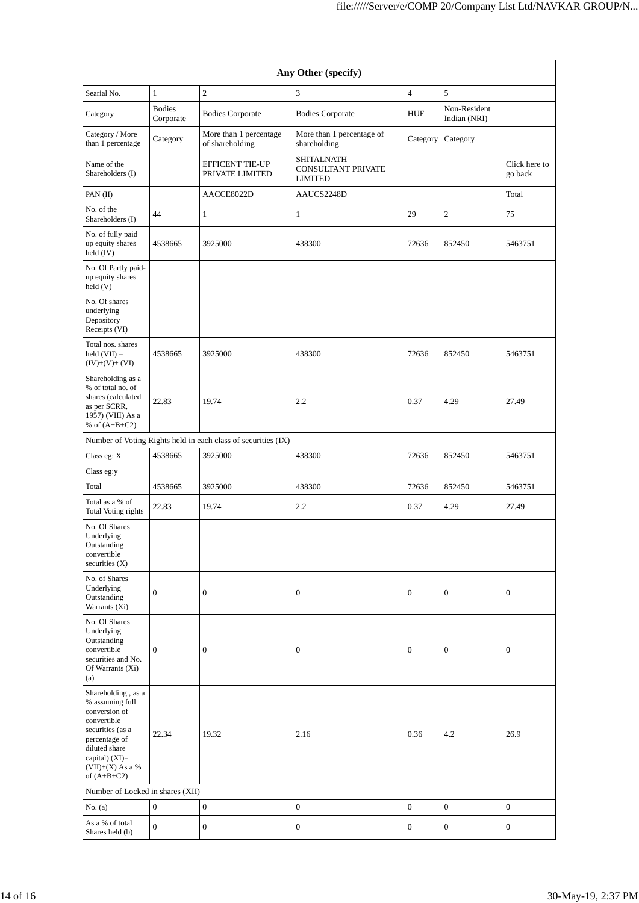| Any Other (specify) | | | | | | |
|---|---|---|---|---|---|---|
| Searial No. | 1 | 2 | 3 | 4 | 5 | |
| Category | Bodies Corporate | Bodies Corporate | Bodies Corporate | HUF | Non-Resident Indian (NRI) | |
| Category / More than 1 percentage | Category | More than 1 percentage of shareholding | More than 1 percentage of shareholding | Category | Category | |
| Name of the Shareholders (I) | | EFFICENT TIE-UP PRIVATE LIMITED | SHITALNATH CONSULTANT PRIVATE LIMITED | | | Click here to go back |
| PAN (II) | | AACCE8022D | AAUCS2248D | | | Total |
| No. of the Shareholders (I) | 44 | 1 | 1 | 29 | 2 | 75 |
| No. of fully paid up equity shares held (IV) | 4538665 | 3925000 | 438300 | 72636 | 852450 | 5463751 |
| No. Of Partly paid-up equity shares held (V) | | | | | | |
| No. Of shares underlying Depository Receipts (VI) | | | | | | |
| Total nos. shares held (VII) = (IV)+(V)+ (VI) | 4538665 | 3925000 | 438300 | 72636 | 852450 | 5463751 |
| Shareholding as a % of total no. of shares (calculated as per SCRR, 1957) (VIII) As a % of (A+B+C2) | 22.83 | 19.74 | 2.2 | 0.37 | 4.29 | 27.49 |
| Number of Voting Rights held in each class of securities (IX) | | | | | | |
| Class eg: X | 4538665 | 3925000 | 438300 | 72636 | 852450 | 5463751 |
| Class eg:y | | | | | | |
| Total | 4538665 | 3925000 | 438300 | 72636 | 852450 | 5463751 |
| Total as a % of Total Voting rights | 22.83 | 19.74 | 2.2 | 0.37 | 4.29 | 27.49 |
| No. Of Shares Underlying Outstanding convertible securities (X) | | | | | | |
| No. of Shares Underlying Outstanding Warrants (Xi) | 0 | 0 | 0 | 0 | 0 | 0 |
| No. Of Shares Underlying Outstanding convertible securities and No. Of Warrants (Xi) (a) | 0 | 0 | 0 | 0 | 0 | 0 |
| Shareholding , as a % assuming full conversion of convertible securities (as a percentage of diluted share capital) (XI)= (VII)+(X) As a % of (A+B+C2) | 22.34 | 19.32 | 2.16 | 0.36 | 4.2 | 26.9 |
| Number of Locked in shares (XII) | | | | | | |
| No. (a) | 0 | 0 | 0 | 0 | 0 | 0 |
| As a % of total Shares held (b) | 0 | 0 | 0 | 0 | 0 | 0 |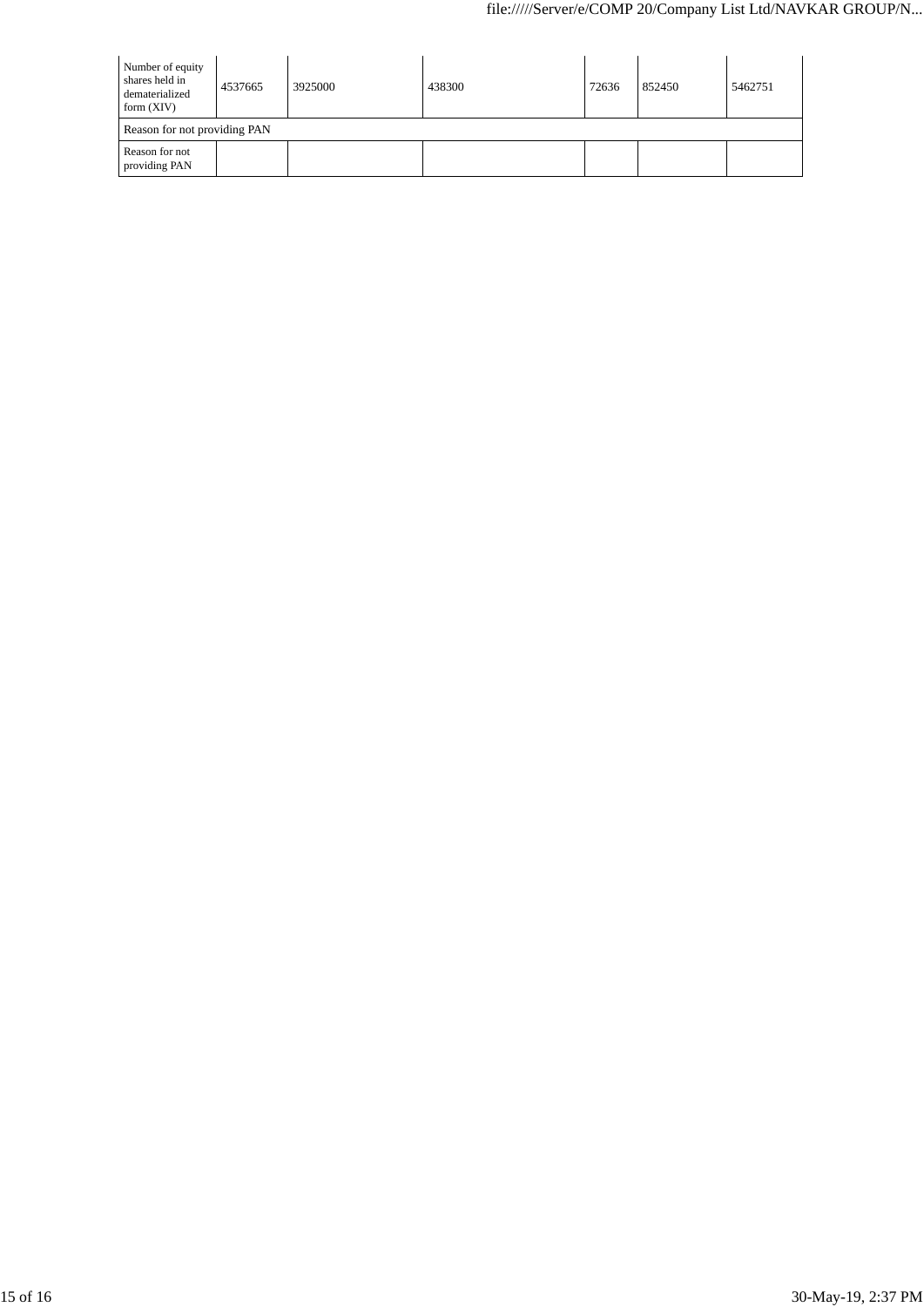| | | | | | | |
|---|---|---|---|---|---|---|
| Number of equity shares held in dematerialized form (XIV) | 4537665 | 3925000 | 438300 | 72636 | 852450 | 5462751 |
| Reason for not providing PAN | | | | | | |
| Reason for not providing PAN | | | | | | |